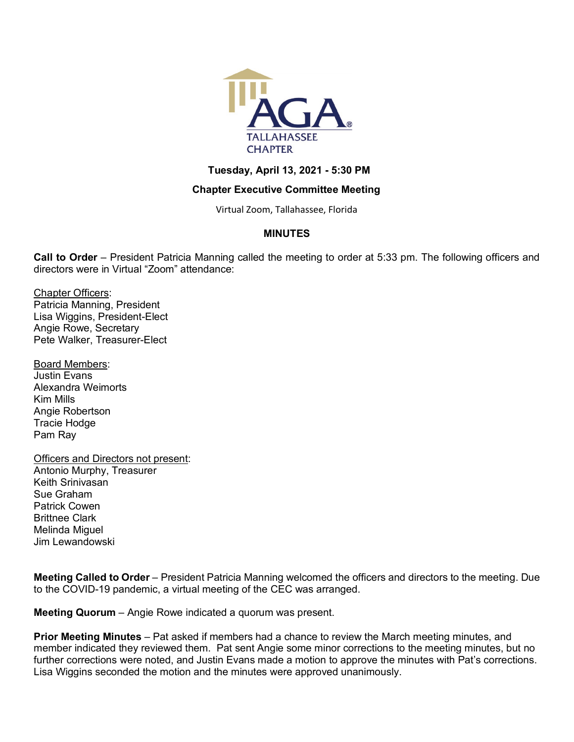AGA TALLAHASSEE CHAPTER

**Tuesday, April 13, 2021 - 5:30 PM**

**Chapter Executive Committee Meeting**

Virtual Zoom, Tallahassee, Florida

**MINUTES**

**Call to Order** – President Patricia Manning called the meeting to order at 5:33 pm. The following officers and directors were in Virtual "Zoom" attendance:

Chapter Officers:
Patricia Manning, President
Lisa Wiggins, President-Elect
Angie Rowe, Secretary
Pete Walker, Treasurer-Elect

Board Members:
Justin Evans
Alexandra Weimorts
Kim Mills
Angie Robertson
Tracie Hodge
Pam Ray

Officers and Directors not present:
Antonio Murphy, Treasurer
Keith Srinivasan
Sue Graham
Patrick Cowen
Brittnee Clark
Melinda Miguel
Jim Lewandowski

**Meeting Called to Order** – President Patricia Manning welcomed the officers and directors to the meeting. Due to the COVID-19 pandemic, a virtual meeting of the CEC was arranged.

**Meeting Quorum** – Angie Rowe indicated a quorum was present.

**Prior Meeting Minutes** – Pat asked if members had a chance to review the March meeting minutes, and member indicated they reviewed them. Pat sent Angie some minor corrections to the meeting minutes, but no further corrections were noted, and Justin Evans made a motion to approve the minutes with Pat's corrections. Lisa Wiggins seconded the motion and the minutes were approved unanimously.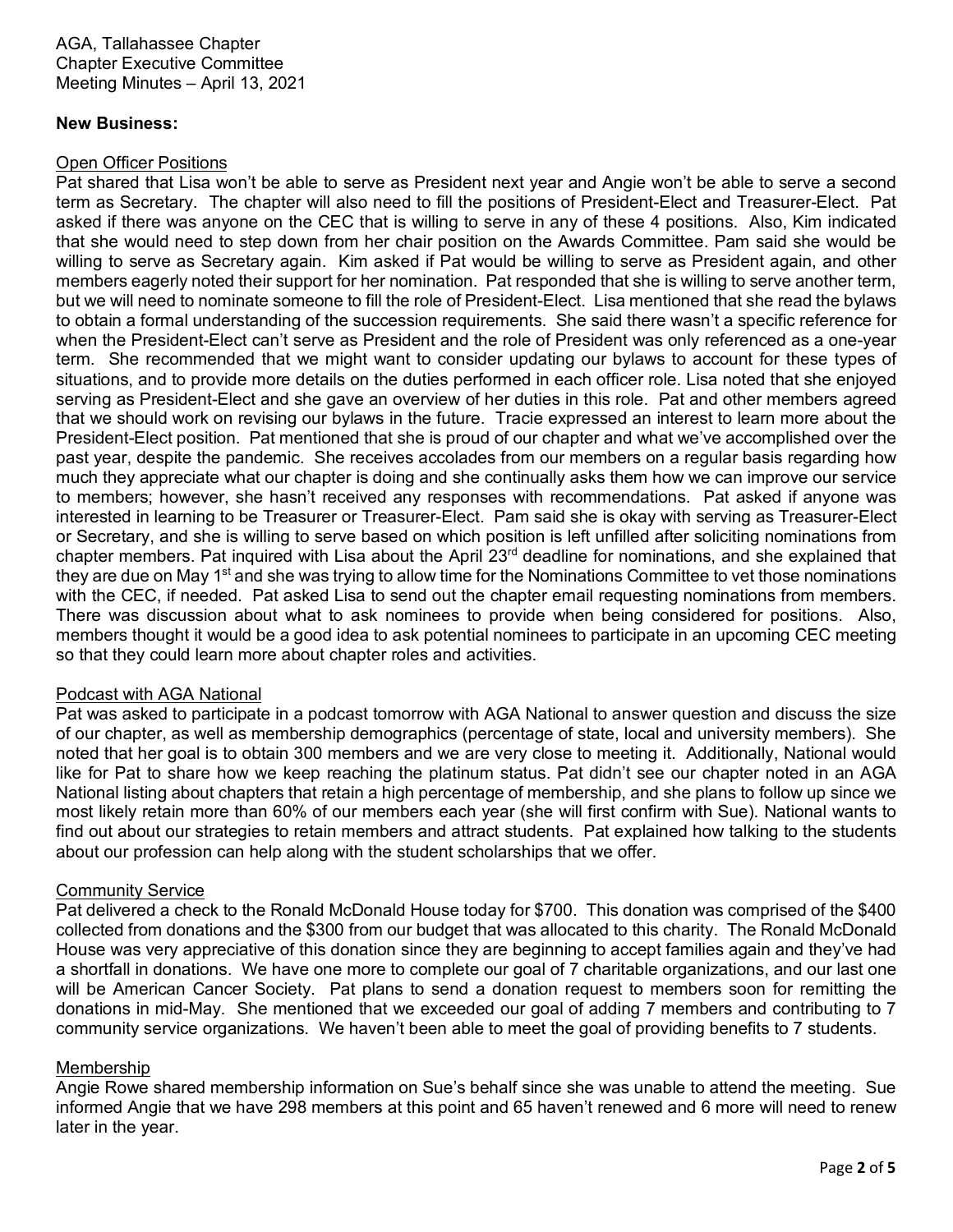AGA, Tallahassee Chapter
Chapter Executive Committee
Meeting Minutes – April 13, 2021

**New Business:**

Open Officer Positions

Pat shared that Lisa won't be able to serve as President next year and Angie won't be able to serve a second term as Secretary. The chapter will also need to fill the positions of President-Elect and Treasurer-Elect. Pat asked if there was anyone on the CEC that is willing to serve in any of these 4 positions. Also, Kim indicated that she would need to step down from her chair position on the Awards Committee. Pam said she would be willing to serve as Secretary again. Kim asked if Pat would be willing to serve as President again, and other members eagerly noted their support for her nomination. Pat responded that she is willing to serve another term, but we will need to nominate someone to fill the role of President-Elect. Lisa mentioned that she read the bylaws to obtain a formal understanding of the succession requirements. She said there wasn't a specific reference for when the President-Elect can't serve as President and the role of President was only referenced as a one-year term. She recommended that we might want to consider updating our bylaws to account for these types of situations, and to provide more details on the duties performed in each officer role. Lisa noted that she enjoyed serving as President-Elect and she gave an overview of her duties in this role. Pat and other members agreed that we should work on revising our bylaws in the future. Tracie expressed an interest to learn more about the President-Elect position. Pat mentioned that she is proud of our chapter and what we've accomplished over the past year, despite the pandemic. She receives accolades from our members on a regular basis regarding how much they appreciate what our chapter is doing and she continually asks them how we can improve our service to members; however, she hasn't received any responses with recommendations. Pat asked if anyone was interested in learning to be Treasurer or Treasurer-Elect. Pam said she is okay with serving as Treasurer-Elect or Secretary, and she is willing to serve based on which position is left unfilled after soliciting nominations from chapter members. Pat inquired with Lisa about the April 23rd deadline for nominations, and she explained that they are due on May 1st and she was trying to allow time for the Nominations Committee to vet those nominations with the CEC, if needed. Pat asked Lisa to send out the chapter email requesting nominations from members. There was discussion about what to ask nominees to provide when being considered for positions. Also, members thought it would be a good idea to ask potential nominees to participate in an upcoming CEC meeting so that they could learn more about chapter roles and activities.

Podcast with AGA National

Pat was asked to participate in a podcast tomorrow with AGA National to answer question and discuss the size of our chapter, as well as membership demographics (percentage of state, local and university members). She noted that her goal is to obtain 300 members and we are very close to meeting it. Additionally, National would like for Pat to share how we keep reaching the platinum status. Pat didn't see our chapter noted in an AGA National listing about chapters that retain a high percentage of membership, and she plans to follow up since we most likely retain more than 60% of our members each year (she will first confirm with Sue). National wants to find out about our strategies to retain members and attract students. Pat explained how talking to the students about our profession can help along with the student scholarships that we offer.

Community Service

Pat delivered a check to the Ronald McDonald House today for $700. This donation was comprised of the $400 collected from donations and the $300 from our budget that was allocated to this charity. The Ronald McDonald House was very appreciative of this donation since they are beginning to accept families again and they've had a shortfall in donations. We have one more to complete our goal of 7 charitable organizations, and our last one will be American Cancer Society. Pat plans to send a donation request to members soon for remitting the donations in mid-May. She mentioned that we exceeded our goal of adding 7 members and contributing to 7 community service organizations. We haven't been able to meet the goal of providing benefits to 7 students.

Membership

Angie Rowe shared membership information on Sue's behalf since she was unable to attend the meeting. Sue informed Angie that we have 298 members at this point and 65 haven't renewed and 6 more will need to renew later in the year.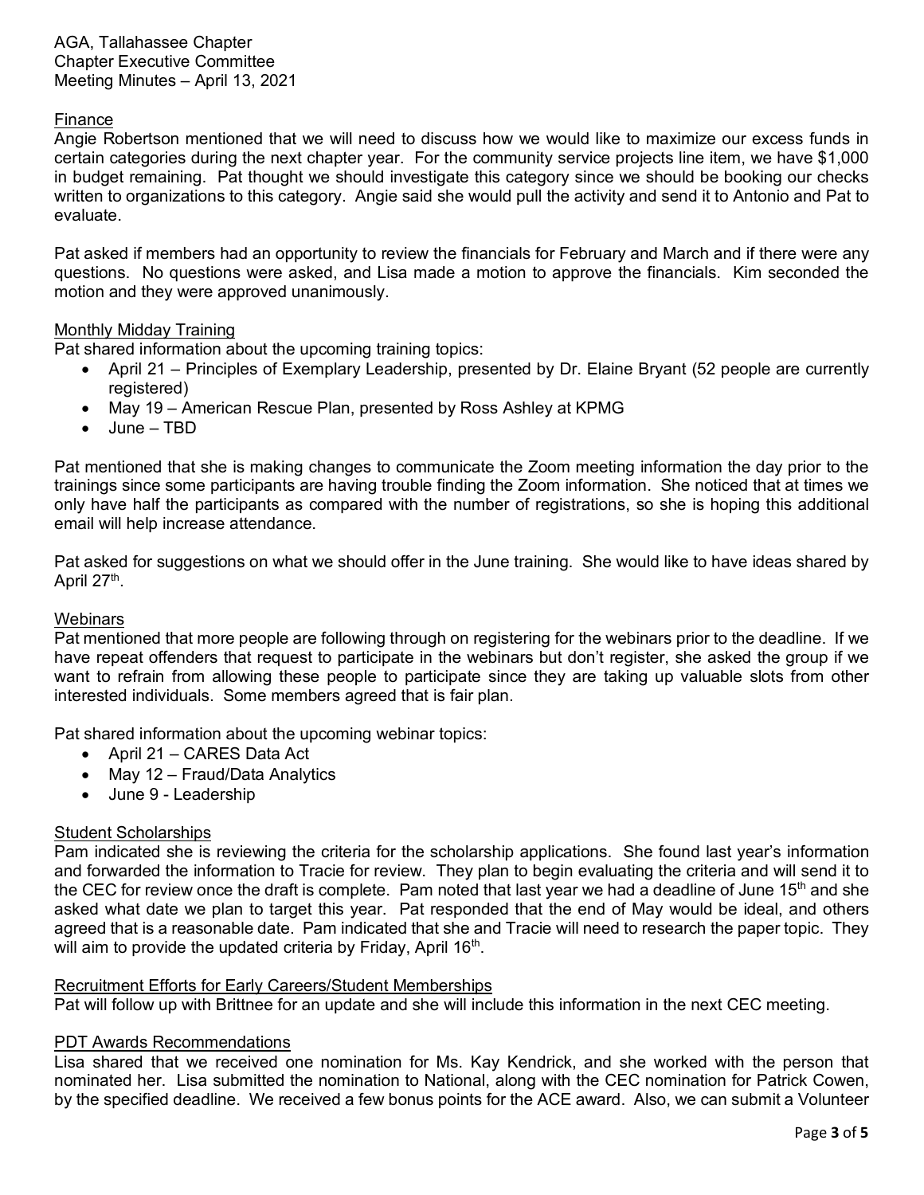## Finance

Angie Robertson mentioned that we will need to discuss how we would like to maximize our excess funds in certain categories during the next chapter year. For the community service projects line item, we have $1,000 in budget remaining. Pat thought we should investigate this category since we should be booking our checks written to organizations to this category. Angie said she would pull the activity and send it to Antonio and Pat to evaluate.

Pat asked if members had an opportunity to review the financials for February and March and if there were any questions. No questions were asked, and Lisa made a motion to approve the financials. Kim seconded the motion and they were approved unanimously.

## Monthly Midday Training

Pat shared information about the upcoming training topics:

- April 21 – Principles of Exemplary Leadership, presented by Dr. Elaine Bryant (52 people are currently registered)
- May 19 – American Rescue Plan, presented by Ross Ashley at KPMG
- June – TBD

Pat mentioned that she is making changes to communicate the Zoom meeting information the day prior to the trainings since some participants are having trouble finding the Zoom information. She noticed that at times we only have half the participants as compared with the number of registrations, so she is hoping this additional email will help increase attendance.

Pat asked for suggestions on what we should offer in the June training. She would like to have ideas shared by April 27th.

## Webinars

Pat mentioned that more people are following through on registering for the webinars prior to the deadline. If we have repeat offenders that request to participate in the webinars but don't register, she asked the group if we want to refrain from allowing these people to participate since they are taking up valuable slots from other interested individuals. Some members agreed that is fair plan.

Pat shared information about the upcoming webinar topics:

- April 21 – CARES Data Act
- May 12 – Fraud/Data Analytics
- June 9 - Leadership

## Student Scholarships

Pam indicated she is reviewing the criteria for the scholarship applications. She found last year's information and forwarded the information to Tracie for review. They plan to begin evaluating the criteria and will send it to the CEC for review once the draft is complete. Pam noted that last year we had a deadline of June 15th and she asked what date we plan to target this year. Pat responded that the end of May would be ideal, and others agreed that is a reasonable date. Pam indicated that she and Tracie will need to research the paper topic. They will aim to provide the updated criteria by Friday, April 16th.

## Recruitment Efforts for Early Careers/Student Memberships

Pat will follow up with Brittnee for an update and she will include this information in the next CEC meeting.

## PDT Awards Recommendations

Lisa shared that we received one nomination for Ms. Kay Kendrick, and she worked with the person that nominated her. Lisa submitted the nomination to National, along with the CEC nomination for Patrick Cowen, by the specified deadline. We received a few bonus points for the ACE award. Also, we can submit a Volunteer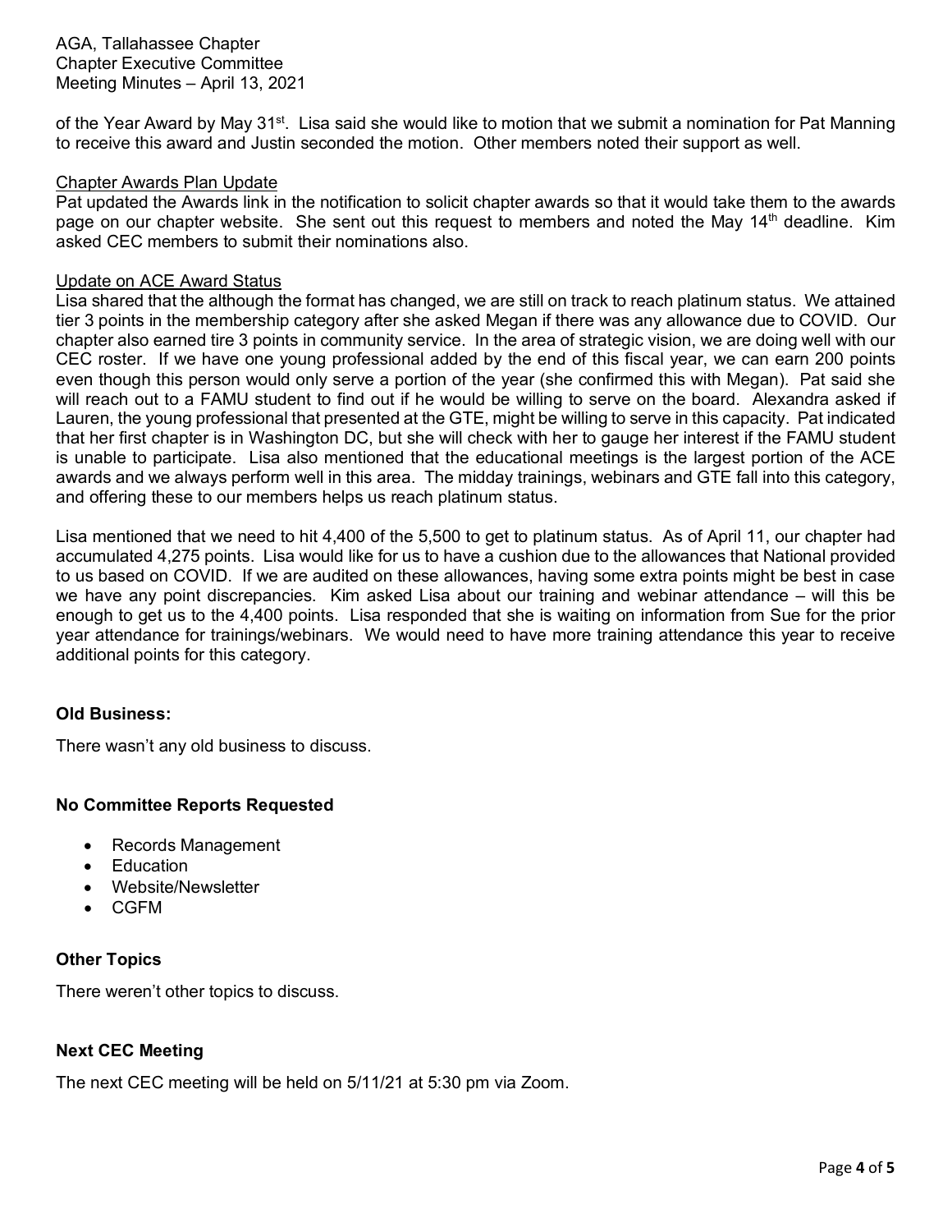of the Year Award by May 31st. Lisa said she would like to motion that we submit a nomination for Pat Manning to receive this award and Justin seconded the motion. Other members noted their support as well.

Chapter Awards Plan Update

Pat updated the Awards link in the notification to solicit chapter awards so that it would take them to the awards page on our chapter website. She sent out this request to members and noted the May 14th deadline. Kim asked CEC members to submit their nominations also.

Update on ACE Award Status

Lisa shared that the although the format has changed, we are still on track to reach platinum status. We attained tier 3 points in the membership category after she asked Megan if there was any allowance due to COVID. Our chapter also earned tire 3 points in community service. In the area of strategic vision, we are doing well with our CEC roster. If we have one young professional added by the end of this fiscal year, we can earn 200 points even though this person would only serve a portion of the year (she confirmed this with Megan). Pat said she will reach out to a FAMU student to find out if he would be willing to serve on the board. Alexandra asked if Lauren, the young professional that presented at the GTE, might be willing to serve in this capacity. Pat indicated that her first chapter is in Washington DC, but she will check with her to gauge her interest if the FAMU student is unable to participate. Lisa also mentioned that the educational meetings is the largest portion of the ACE awards and we always perform well in this area. The midday trainings, webinars and GTE fall into this category, and offering these to our members helps us reach platinum status.

Lisa mentioned that we need to hit 4,400 of the 5,500 to get to platinum status. As of April 11, our chapter had accumulated 4,275 points. Lisa would like for us to have a cushion due to the allowances that National provided to us based on COVID. If we are audited on these allowances, having some extra points might be best in case we have any point discrepancies. Kim asked Lisa about our training and webinar attendance – will this be enough to get us to the 4,400 points. Lisa responded that she is waiting on information from Sue for the prior year attendance for trainings/webinars. We would need to have more training attendance this year to receive additional points for this category.

**Old Business:**

There wasn't any old business to discuss.

**No Committee Reports Requested**

- Records Management
- Education
- Website/Newsletter
- CGFM

**Other Topics**

There weren't other topics to discuss.

**Next CEC Meeting**

The next CEC meeting will be held on 5/11/21 at 5:30 pm via Zoom.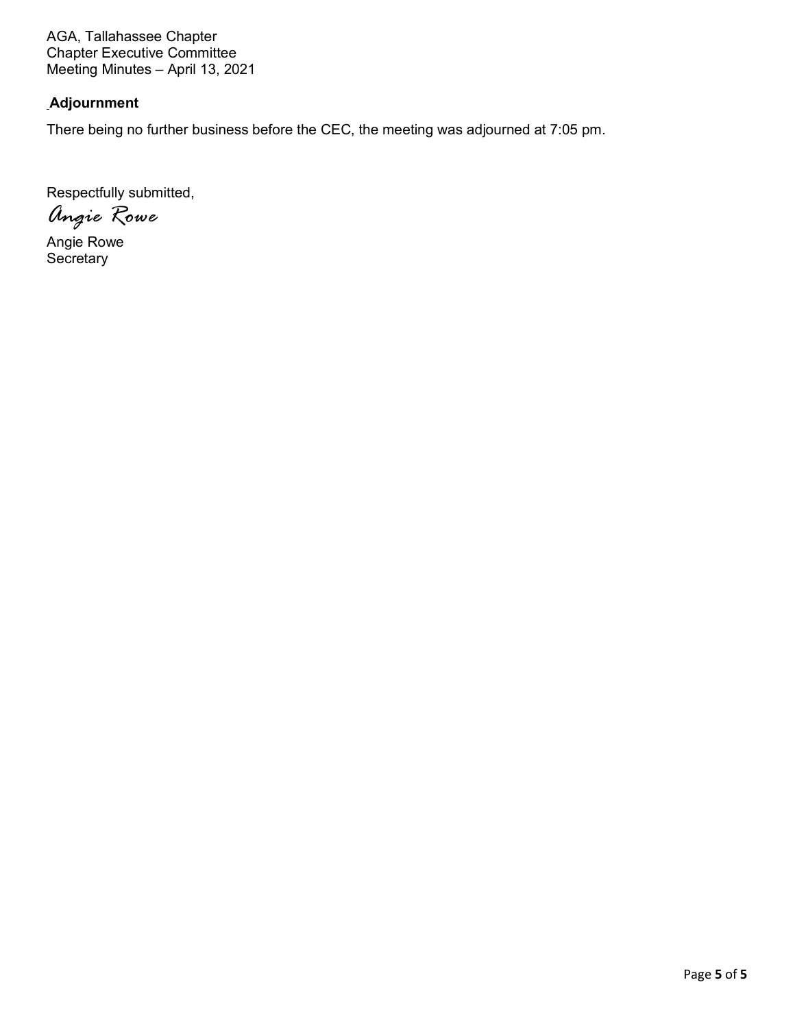### Adjournment

There being no further business before the CEC, the meeting was adjourned at 7:05 pm.

Respectfully submitted,

*Angie Rowe*

Angie Rowe
Secretary